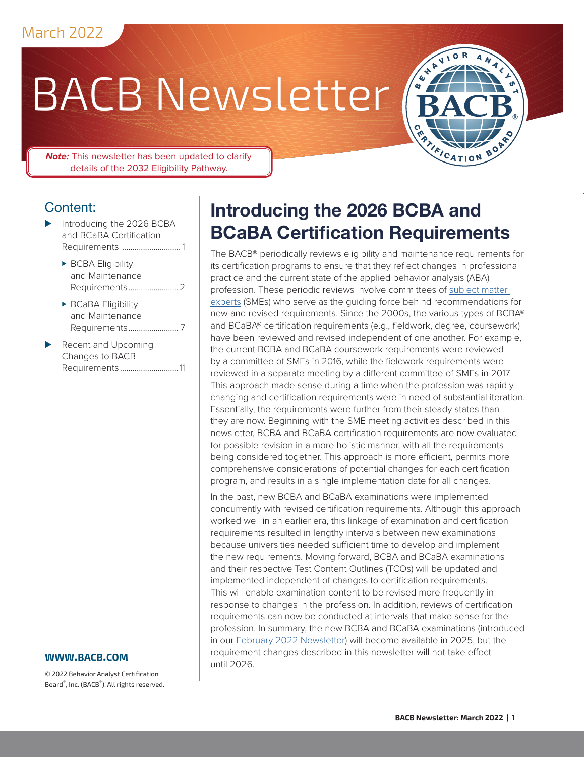March 2022

# BACB Newsletter

***Note:*** This newsletter has been updated to clarify details of the 2032 Eligibility Pathway.

## Content:

- Introducing the 2026 BCBA and BCaBA Certification Requirements ............................1
  - BCBA Eligibility and Maintenance Requirements........................2
  - BCaBA Eligibility and Maintenance Requirements........................7
- Recent and Upcoming Changes to BACB Requirements............................11

**WWW.BACB.COM**

© 2022 Behavior Analyst Certification Board®, Inc. (BACB®). All rights reserved.

# Introducing the 2026 BCBA and BCaBA Certification Requirements

The BACB® periodically reviews eligibility and maintenance requirements for its certification programs to ensure that they reflect changes in professional practice and the current state of the applied behavior analysis (ABA) profession. These periodic reviews involve committees of subject matter experts (SMEs) who serve as the guiding force behind recommendations for new and revised requirements. Since the 2000s, the various types of BCBA® and BCaBA® certification requirements (e.g., fieldwork, degree, coursework) have been reviewed and revised independent of one another. For example, the current BCBA and BCaBA coursework requirements were reviewed by a committee of SMEs in 2016, while the fieldwork requirements were reviewed in a separate meeting by a different committee of SMEs in 2017. This approach made sense during a time when the profession was rapidly changing and certification requirements were in need of substantial iteration. Essentially, the requirements were further from their steady states than they are now. Beginning with the SME meeting activities described in this newsletter, BCBA and BCaBA certification requirements are now evaluated for possible revision in a more holistic manner, with all the requirements being considered together. This approach is more efficient, permits more comprehensive considerations of potential changes for each certification program, and results in a single implementation date for all changes.

In the past, new BCBA and BCaBA examinations were implemented concurrently with revised certification requirements. Although this approach worked well in an earlier era, this linkage of examination and certification requirements resulted in lengthy intervals between new examinations because universities needed sufficient time to develop and implement the new requirements. Moving forward, BCBA and BCaBA examinations and their respective Test Content Outlines (TCOs) will be updated and implemented independent of changes to certification requirements. This will enable examination content to be revised more frequently in response to changes in the profession. In addition, reviews of certification requirements can now be conducted at intervals that make sense for the profession. In summary, the new BCBA and BCaBA examinations (introduced in our February 2022 Newsletter) will become available in 2025, but the requirement changes described in this newsletter will not take effect until 2026.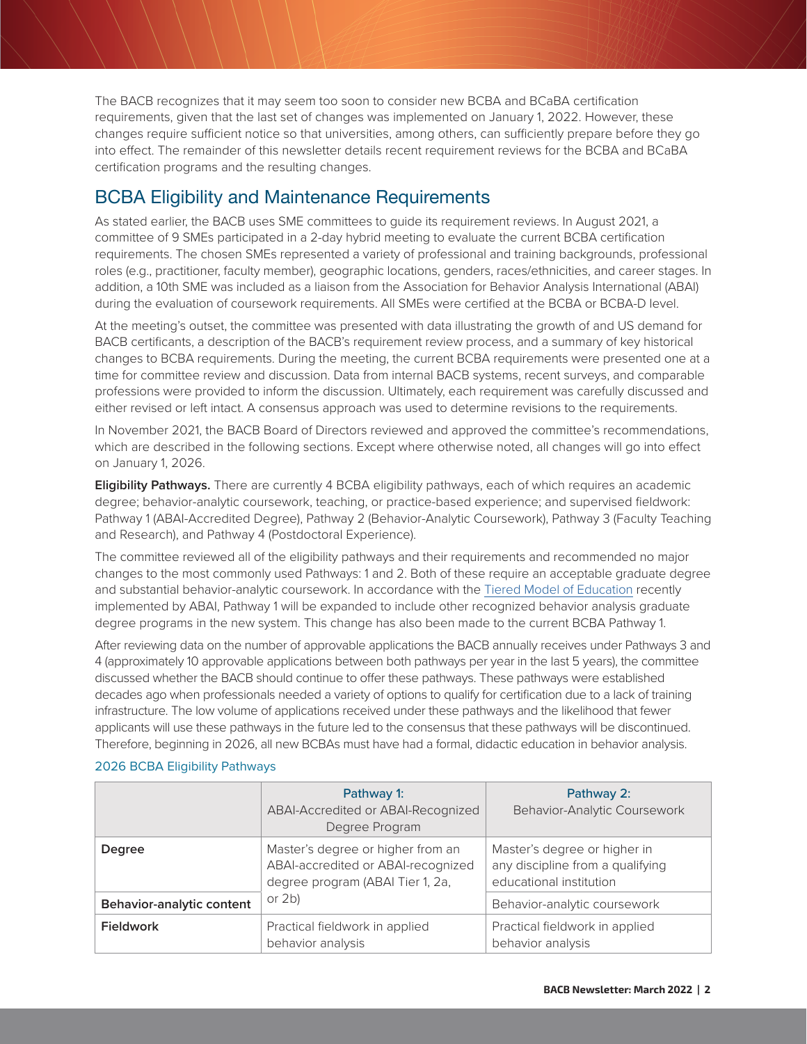The BACB recognizes that it may seem too soon to consider new BCBA and BCaBA certification requirements, given that the last set of changes was implemented on January 1, 2022. However, these changes require sufficient notice so that universities, among others, can sufficiently prepare before they go into effect. The remainder of this newsletter details recent requirement reviews for the BCBA and BCaBA certification programs and the resulting changes.

## BCBA Eligibility and Maintenance Requirements

As stated earlier, the BACB uses SME committees to guide its requirement reviews. In August 2021, a committee of 9 SMEs participated in a 2-day hybrid meeting to evaluate the current BCBA certification requirements. The chosen SMEs represented a variety of professional and training backgrounds, professional roles (e.g., practitioner, faculty member), geographic locations, genders, races/ethnicities, and career stages. In addition, a 10th SME was included as a liaison from the Association for Behavior Analysis International (ABAI) during the evaluation of coursework requirements. All SMEs were certified at the BCBA or BCBA-D level.

At the meeting's outset, the committee was presented with data illustrating the growth of and US demand for BACB certificants, a description of the BACB's requirement review process, and a summary of key historical changes to BCBA requirements. During the meeting, the current BCBA requirements were presented one at a time for committee review and discussion. Data from internal BACB systems, recent surveys, and comparable professions were provided to inform the discussion. Ultimately, each requirement was carefully discussed and either revised or left intact. A consensus approach was used to determine revisions to the requirements.

In November 2021, the BACB Board of Directors reviewed and approved the committee's recommendations, which are described in the following sections. Except where otherwise noted, all changes will go into effect on January 1, 2026.

**Eligibility Pathways.** There are currently 4 BCBA eligibility pathways, each of which requires an academic degree; behavior-analytic coursework, teaching, or practice-based experience; and supervised fieldwork: Pathway 1 (ABAI-Accredited Degree), Pathway 2 (Behavior-Analytic Coursework), Pathway 3 (Faculty Teaching and Research), and Pathway 4 (Postdoctoral Experience).

The committee reviewed all of the eligibility pathways and their requirements and recommended no major changes to the most commonly used Pathways: 1 and 2. Both of these require an acceptable graduate degree and substantial behavior-analytic coursework. In accordance with the Tiered Model of Education recently implemented by ABAI, Pathway 1 will be expanded to include other recognized behavior analysis graduate degree programs in the new system. This change has also been made to the current BCBA Pathway 1.

After reviewing data on the number of approvable applications the BACB annually receives under Pathways 3 and 4 (approximately 10 approvable applications between both pathways per year in the last 5 years), the committee discussed whether the BACB should continue to offer these pathways. These pathways were established decades ago when professionals needed a variety of options to qualify for certification due to a lack of training infrastructure. The low volume of applications received under these pathways and the likelihood that fewer applicants will use these pathways in the future led to the consensus that these pathways will be discontinued. Therefore, beginning in 2026, all new BCBAs must have had a formal, didactic education in behavior analysis.

2026 BCBA Eligibility Pathways

| | Pathway 1: ABAI-Accredited or ABAI-Recognized Degree Program | Pathway 2: Behavior-Analytic Coursework |
|---|---|---|
| **Degree** | Master's degree or higher from an ABAI-accredited or ABAI-recognized degree program (ABAI Tier 1, 2a, or 2b) | Master's degree or higher in any discipline from a qualifying educational institution |
| **Behavior-analytic content** | | Behavior-analytic coursework |
| **Fieldwork** | Practical fieldwork in applied behavior analysis | Practical fieldwork in applied behavior analysis |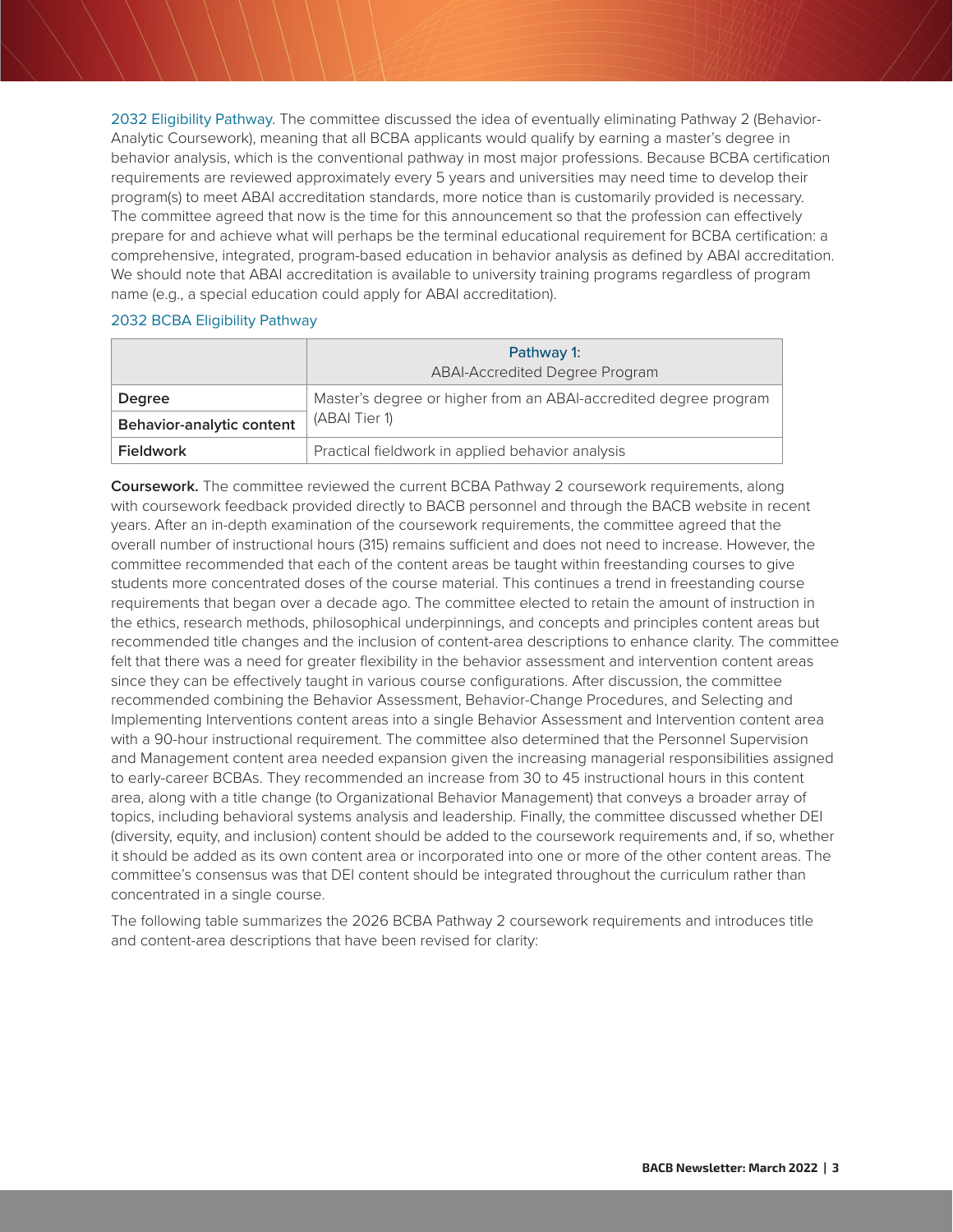2032 Eligibility Pathway. The committee discussed the idea of eventually eliminating Pathway 2 (Behavior-Analytic Coursework), meaning that all BCBA applicants would qualify by earning a master's degree in behavior analysis, which is the conventional pathway in most major professions. Because BCBA certification requirements are reviewed approximately every 5 years and universities may need time to develop their program(s) to meet ABAI accreditation standards, more notice than is customarily provided is necessary. The committee agreed that now is the time for this announcement so that the profession can effectively prepare for and achieve what will perhaps be the terminal educational requirement for BCBA certification: a comprehensive, integrated, program-based education in behavior analysis as defined by ABAI accreditation. We should note that ABAI accreditation is available to university training programs regardless of program name (e.g., a special education could apply for ABAI accreditation).

2032 BCBA Eligibility Pathway

| | Pathway 1: ABAI-Accredited Degree Program |
|---|---|
| **Degree** | Master's degree or higher from an ABAI-accredited degree program (ABAI Tier 1) |
| **Behavior-analytic content** | |
| **Fieldwork** | Practical fieldwork in applied behavior analysis |

**Coursework.** The committee reviewed the current BCBA Pathway 2 coursework requirements, along with coursework feedback provided directly to BACB personnel and through the BACB website in recent years. After an in-depth examination of the coursework requirements, the committee agreed that the overall number of instructional hours (315) remains sufficient and does not need to increase. However, the committee recommended that each of the content areas be taught within freestanding courses to give students more concentrated doses of the course material. This continues a trend in freestanding course requirements that began over a decade ago. The committee elected to retain the amount of instruction in the ethics, research methods, philosophical underpinnings, and concepts and principles content areas but recommended title changes and the inclusion of content-area descriptions to enhance clarity. The committee felt that there was a need for greater flexibility in the behavior assessment and intervention content areas since they can be effectively taught in various course configurations. After discussion, the committee recommended combining the Behavior Assessment, Behavior-Change Procedures, and Selecting and Implementing Interventions content areas into a single Behavior Assessment and Intervention content area with a 90-hour instructional requirement. The committee also determined that the Personnel Supervision and Management content area needed expansion given the increasing managerial responsibilities assigned to early-career BCBAs. They recommended an increase from 30 to 45 instructional hours in this content area, along with a title change (to Organizational Behavior Management) that conveys a broader array of topics, including behavioral systems analysis and leadership. Finally, the committee discussed whether DEI (diversity, equity, and inclusion) content should be added to the coursework requirements and, if so, whether it should be added as its own content area or incorporated into one or more of the other content areas. The committee's consensus was that DEI content should be integrated throughout the curriculum rather than concentrated in a single course.

The following table summarizes the 2026 BCBA Pathway 2 coursework requirements and introduces title and content-area descriptions that have been revised for clarity: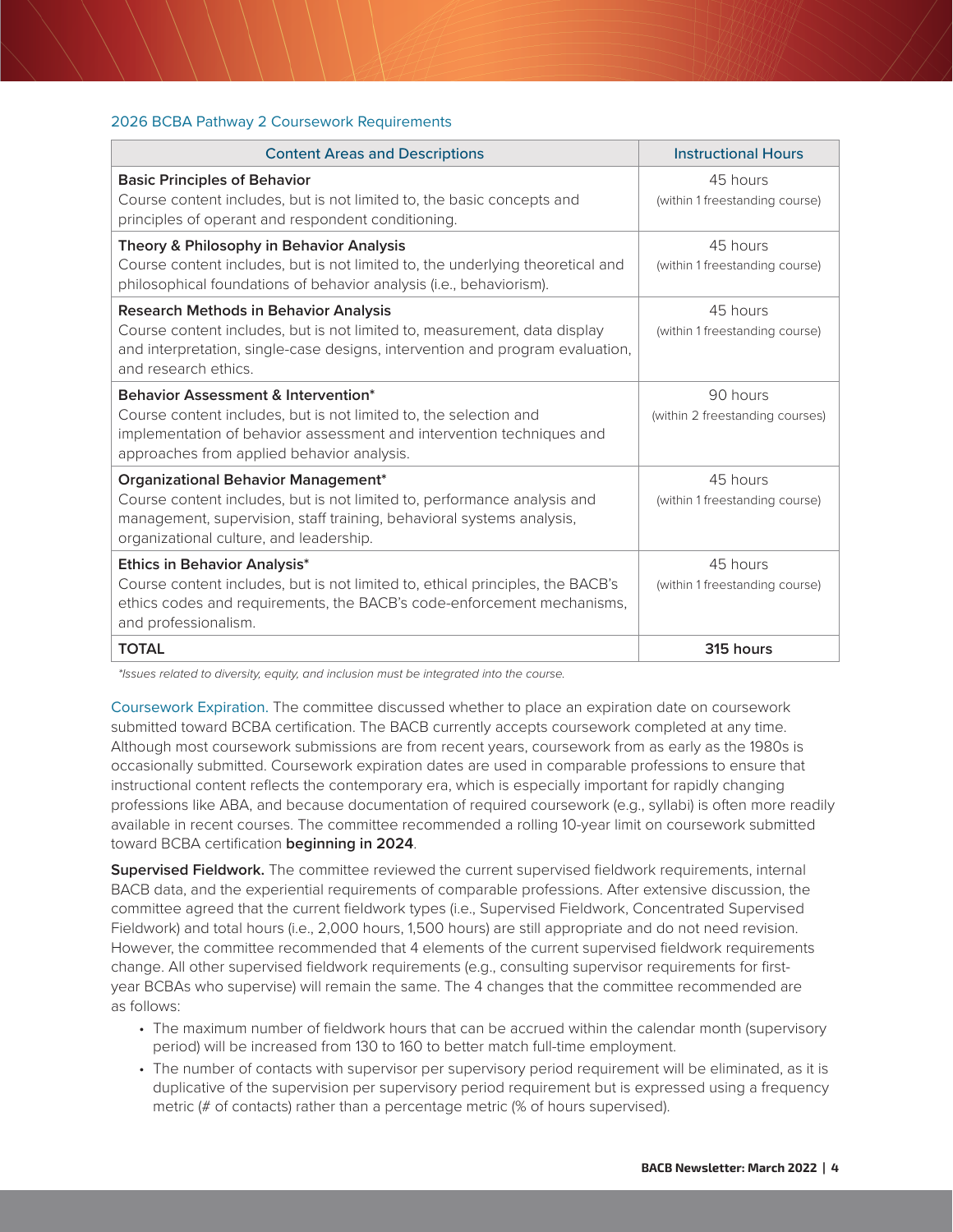### 2026 BCBA Pathway 2 Coursework Requirements

| Content Areas and Descriptions | Instructional Hours |
|---|---|
| **Basic Principles of Behavior**<br>Course content includes, but is not limited to, the basic concepts and principles of operant and respondent conditioning. | 45 hours<br>(within 1 freestanding course) |
| **Theory & Philosophy in Behavior Analysis**<br>Course content includes, but is not limited to, the underlying theoretical and philosophical foundations of behavior analysis (i.e., behaviorism). | 45 hours<br>(within 1 freestanding course) |
| **Research Methods in Behavior Analysis**<br>Course content includes, but is not limited to, measurement, data display and interpretation, single-case designs, intervention and program evaluation, and research ethics. | 45 hours<br>(within 1 freestanding course) |
| **Behavior Assessment & Intervention***<br>Course content includes, but is not limited to, the selection and implementation of behavior assessment and intervention techniques and approaches from applied behavior analysis. | 90 hours<br>(within 2 freestanding courses) |
| **Organizational Behavior Management***<br>Course content includes, but is not limited to, performance analysis and management, supervision, staff training, behavioral systems analysis, organizational culture, and leadership. | 45 hours<br>(within 1 freestanding course) |
| **Ethics in Behavior Analysis***<br>Course content includes, but is not limited to, ethical principles, the BACB's ethics codes and requirements, the BACB's code-enforcement mechanisms, and professionalism. | 45 hours<br>(within 1 freestanding course) |
| **TOTAL** | **315 hours** |

*\*Issues related to diversity, equity, and inclusion must be integrated into the course.*

Coursework Expiration. The committee discussed whether to place an expiration date on coursework submitted toward BCBA certification. The BACB currently accepts coursework completed at any time. Although most coursework submissions are from recent years, coursework from as early as the 1980s is occasionally submitted. Coursework expiration dates are used in comparable professions to ensure that instructional content reflects the contemporary era, which is especially important for rapidly changing professions like ABA, and because documentation of required coursework (e.g., syllabi) is often more readily available in recent courses. The committee recommended a rolling 10-year limit on coursework submitted toward BCBA certification **beginning in 2024**.

**Supervised Fieldwork.** The committee reviewed the current supervised fieldwork requirements, internal BACB data, and the experiential requirements of comparable professions. After extensive discussion, the committee agreed that the current fieldwork types (i.e., Supervised Fieldwork, Concentrated Supervised Fieldwork) and total hours (i.e., 2,000 hours, 1,500 hours) are still appropriate and do not need revision. However, the committee recommended that 4 elements of the current supervised fieldwork requirements change. All other supervised fieldwork requirements (e.g., consulting supervisor requirements for first-year BCBAs who supervise) will remain the same. The 4 changes that the committee recommended are as follows:

- The maximum number of fieldwork hours that can be accrued within the calendar month (supervisory period) will be increased from 130 to 160 to better match full-time employment.
- The number of contacts with supervisor per supervisory period requirement will be eliminated, as it is duplicative of the supervision per supervisory period requirement but is expressed using a frequency metric (# of contacts) rather than a percentage metric (% of hours supervised).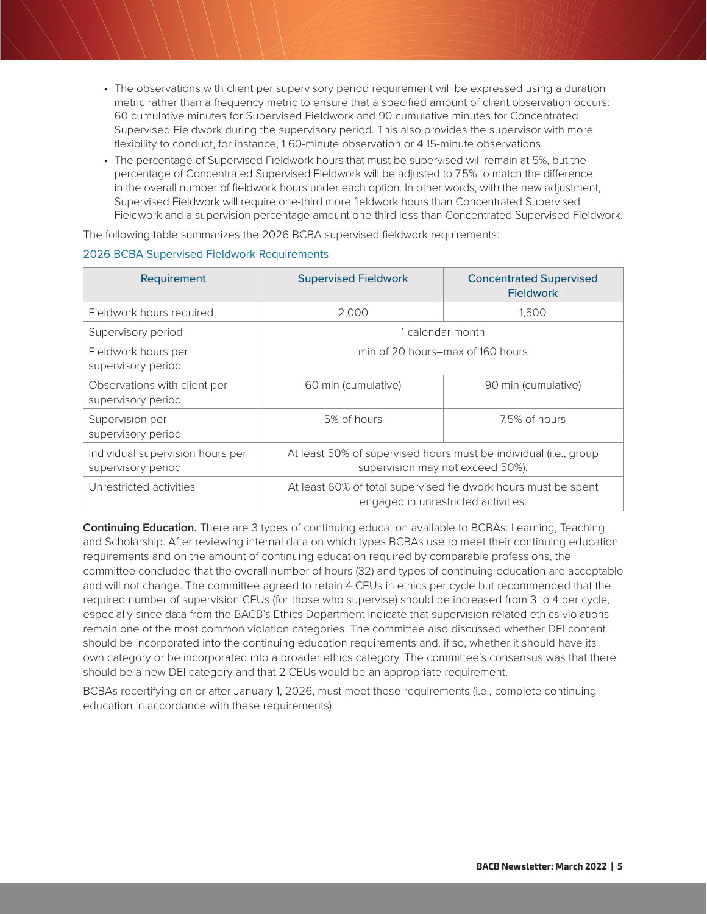- The observations with client per supervisory period requirement will be expressed using a duration metric rather than a frequency metric to ensure that a specified amount of client observation occurs: 60 cumulative minutes for Supervised Fieldwork and 90 cumulative minutes for Concentrated Supervised Fieldwork during the supervisory period. This also provides the supervisor with more flexibility to conduct, for instance, 1 60-minute observation or 4 15-minute observations.
- The percentage of Supervised Fieldwork hours that must be supervised will remain at 5%, but the percentage of Concentrated Supervised Fieldwork will be adjusted to 7.5% to match the difference in the overall number of fieldwork hours under each option. In other words, with the new adjustment, Supervised Fieldwork will require one-third more fieldwork hours than Concentrated Supervised Fieldwork and a supervision percentage amount one-third less than Concentrated Supervised Fieldwork.

The following table summarizes the 2026 BCBA supervised fieldwork requirements:

2026 BCBA Supervised Fieldwork Requirements

| Requirement | Supervised Fieldwork | Concentrated Supervised Fieldwork |
|---|---|---|
| Fieldwork hours required | 2,000 | 1,500 |
| Supervisory period | 1 calendar month | |
| Fieldwork hours per supervisory period | min of 20 hours–max of 160 hours | |
| Observations with client per supervisory period | 60 min (cumulative) | 90 min (cumulative) |
| Supervision per supervisory period | 5% of hours | 7.5% of hours |
| Individual supervision hours per supervisory period | At least 50% of supervised hours must be individual (i.e., group supervision may not exceed 50%). | |
| Unrestricted activities | At least 60% of total supervised fieldwork hours must be spent engaged in unrestricted activities. | |

**Continuing Education.** There are 3 types of continuing education available to BCBAs: Learning, Teaching, and Scholarship. After reviewing internal data on which types BCBAs use to meet their continuing education requirements and on the amount of continuing education required by comparable professions, the committee concluded that the overall number of hours (32) and types of continuing education are acceptable and will not change. The committee agreed to retain 4 CEUs in ethics per cycle but recommended that the required number of supervision CEUs (for those who supervise) should be increased from 3 to 4 per cycle, especially since data from the BACB's Ethics Department indicate that supervision-related ethics violations remain one of the most common violation categories. The committee also discussed whether DEI content should be incorporated into the continuing education requirements and, if so, whether it should have its own category or be incorporated into a broader ethics category. The committee's consensus was that there should be a new DEI category and that 2 CEUs would be an appropriate requirement.

BCBAs recertifying on or after January 1, 2026, must meet these requirements (i.e., complete continuing education in accordance with these requirements).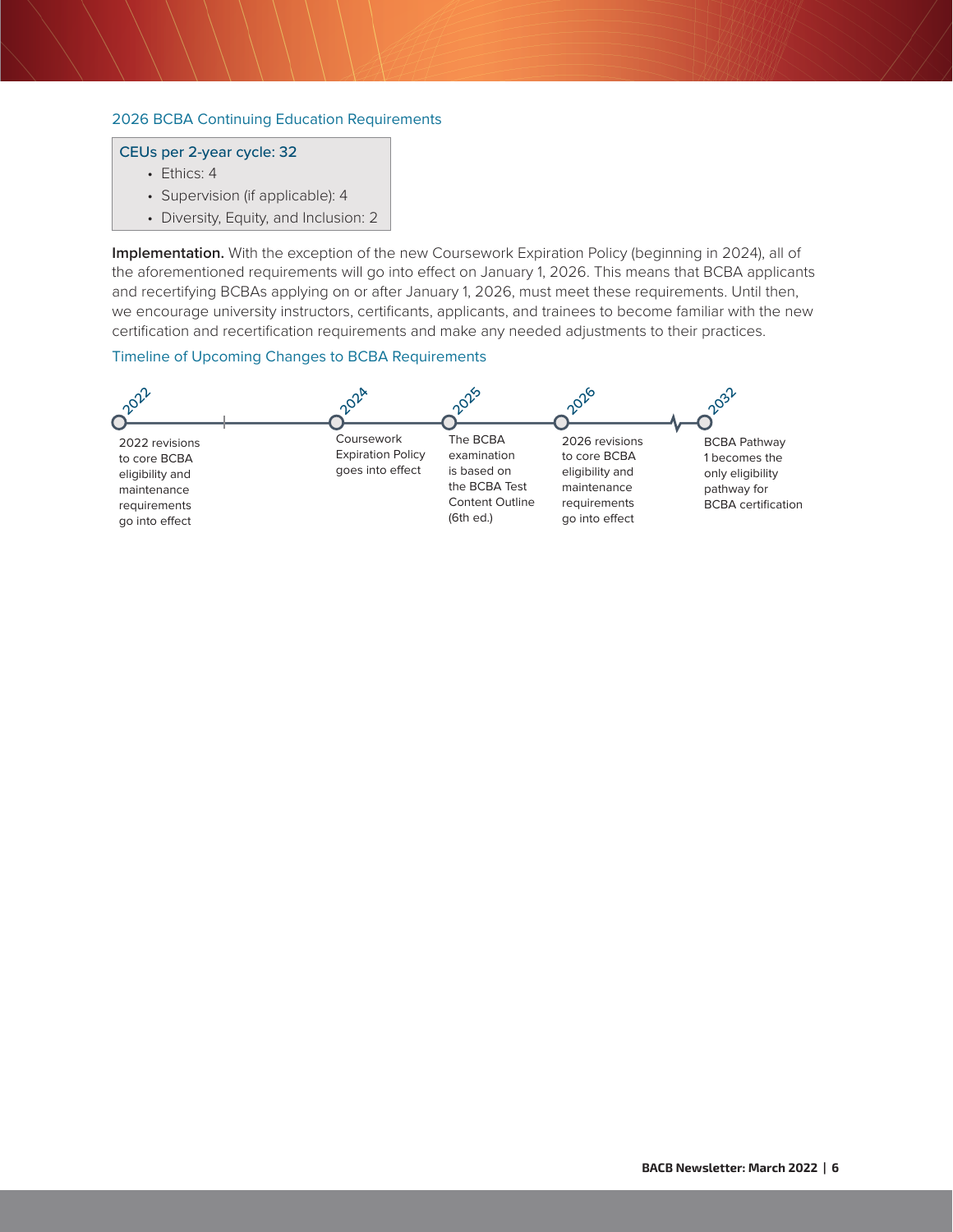### 2026 BCBA Continuing Education Requirements

**CEUs per 2-year cycle: 32**

- Ethics: 4
- Supervision (if applicable): 4
- Diversity, Equity, and Inclusion: 2

**Implementation.** With the exception of the new Coursework Expiration Policy (beginning in 2024), all of the aforementioned requirements will go into effect on January 1, 2026. This means that BCBA applicants and recertifying BCBAs applying on or after January 1, 2026, must meet these requirements. Until then, we encourage university instructors, certificants, applicants, and trainees to become familiar with the new certification and recertification requirements and make any needed adjustments to their practices.

### Timeline of Upcoming Changes to BCBA Requirements

- **2022**: 2022 revisions to core BCBA eligibility and maintenance requirements go into effect
- **2024**: Coursework Expiration Policy goes into effect
- **2025**: The BCBA examination is based on the BCBA Test Content Outline (6th ed.)
- **2026**: 2026 revisions to core BCBA eligibility and maintenance requirements go into effect
- **2032**: BCBA Pathway 1 becomes the only eligibility pathway for BCBA certification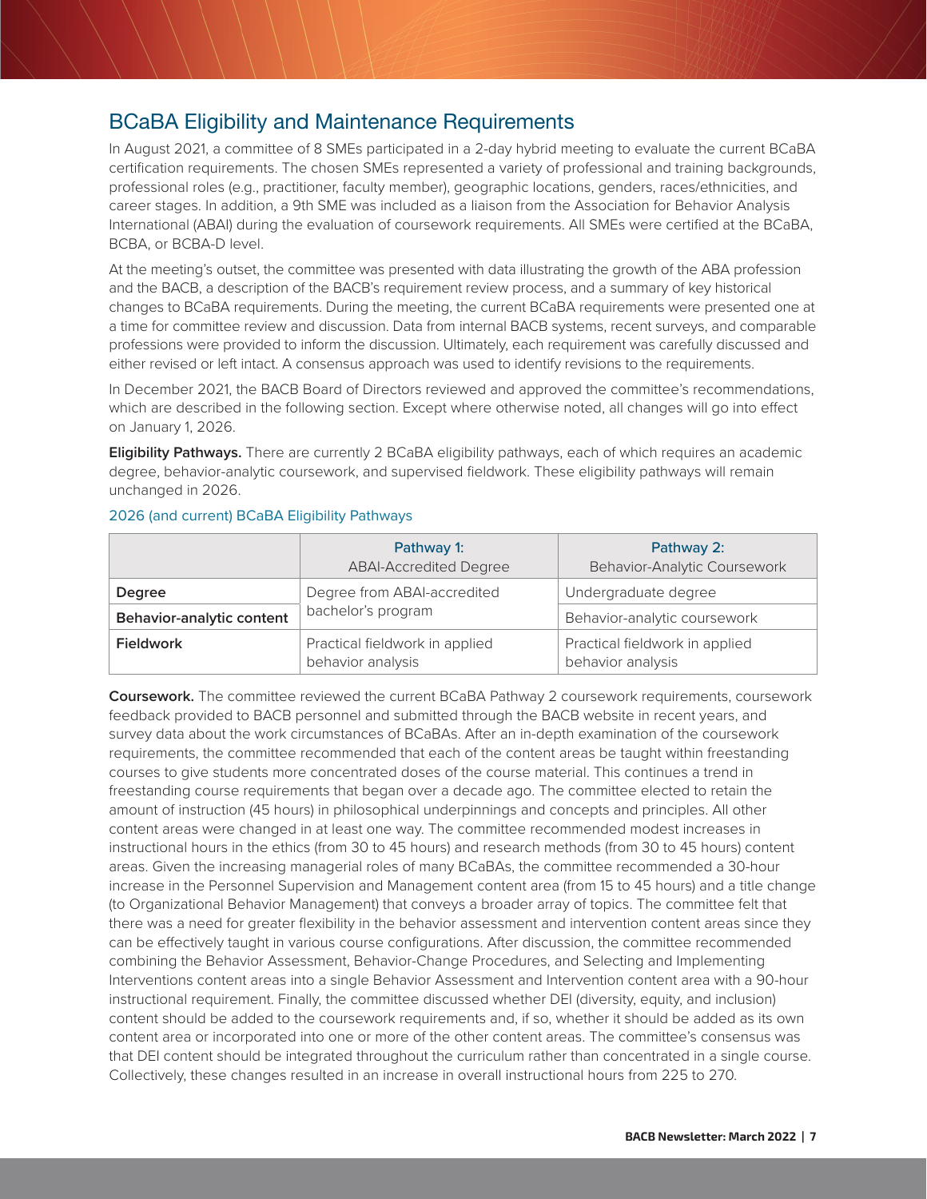## BCaBA Eligibility and Maintenance Requirements

In August 2021, a committee of 8 SMEs participated in a 2-day hybrid meeting to evaluate the current BCaBA certification requirements. The chosen SMEs represented a variety of professional and training backgrounds, professional roles (e.g., practitioner, faculty member), geographic locations, genders, races/ethnicities, and career stages. In addition, a 9th SME was included as a liaison from the Association for Behavior Analysis International (ABAI) during the evaluation of coursework requirements. All SMEs were certified at the BCaBA, BCBA, or BCBA-D level.

At the meeting's outset, the committee was presented with data illustrating the growth of the ABA profession and the BACB, a description of the BACB's requirement review process, and a summary of key historical changes to BCaBA requirements. During the meeting, the current BCaBA requirements were presented one at a time for committee review and discussion. Data from internal BACB systems, recent surveys, and comparable professions were provided to inform the discussion. Ultimately, each requirement was carefully discussed and either revised or left intact. A consensus approach was used to identify revisions to the requirements.

In December 2021, the BACB Board of Directors reviewed and approved the committee's recommendations, which are described in the following section. Except where otherwise noted, all changes will go into effect on January 1, 2026.

**Eligibility Pathways.** There are currently 2 BCaBA eligibility pathways, each of which requires an academic degree, behavior-analytic coursework, and supervised fieldwork. These eligibility pathways will remain unchanged in 2026.

2026 (and current) BCaBA Eligibility Pathways

| | Pathway 1: ABAI-Accredited Degree | Pathway 2: Behavior-Analytic Coursework |
|---|---|---|
| **Degree** | Degree from ABAI-accredited bachelor's program | Undergraduate degree |
| **Behavior-analytic content** | | Behavior-analytic coursework |
| **Fieldwork** | Practical fieldwork in applied behavior analysis | Practical fieldwork in applied behavior analysis |

**Coursework.** The committee reviewed the current BCaBA Pathway 2 coursework requirements, coursework feedback provided to BACB personnel and submitted through the BACB website in recent years, and survey data about the work circumstances of BCaBAs. After an in-depth examination of the coursework requirements, the committee recommended that each of the content areas be taught within freestanding courses to give students more concentrated doses of the course material. This continues a trend in freestanding course requirements that began over a decade ago. The committee elected to retain the amount of instruction (45 hours) in philosophical underpinnings and concepts and principles. All other content areas were changed in at least one way. The committee recommended modest increases in instructional hours in the ethics (from 30 to 45 hours) and research methods (from 30 to 45 hours) content areas. Given the increasing managerial roles of many BCaBAs, the committee recommended a 30-hour increase in the Personnel Supervision and Management content area (from 15 to 45 hours) and a title change (to Organizational Behavior Management) that conveys a broader array of topics. The committee felt that there was a need for greater flexibility in the behavior assessment and intervention content areas since they can be effectively taught in various course configurations. After discussion, the committee recommended combining the Behavior Assessment, Behavior-Change Procedures, and Selecting and Implementing Interventions content areas into a single Behavior Assessment and Intervention content area with a 90-hour instructional requirement. Finally, the committee discussed whether DEI (diversity, equity, and inclusion) content should be added to the coursework requirements and, if so, whether it should be added as its own content area or incorporated into one or more of the other content areas. The committee's consensus was that DEI content should be integrated throughout the curriculum rather than concentrated in a single course. Collectively, these changes resulted in an increase in overall instructional hours from 225 to 270.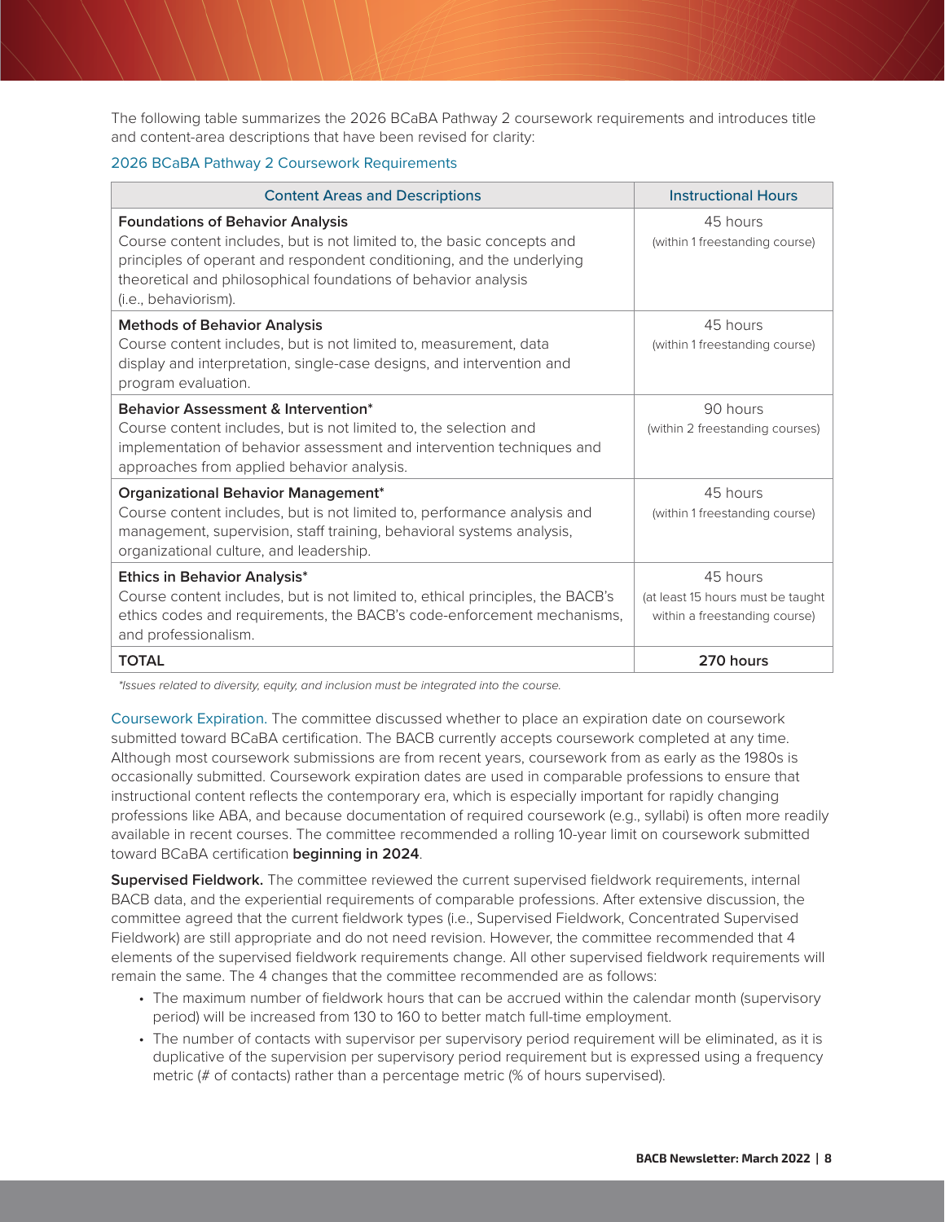The following table summarizes the 2026 BCaBA Pathway 2 coursework requirements and introduces title and content-area descriptions that have been revised for clarity:

2026 BCaBA Pathway 2 Coursework Requirements

| Content Areas and Descriptions | Instructional Hours |
|---|---|
| **Foundations of Behavior Analysis**<br>Course content includes, but is not limited to, the basic concepts and principles of operant and respondent conditioning, and the underlying theoretical and philosophical foundations of behavior analysis (i.e., behaviorism). | 45 hours<br>(within 1 freestanding course) |
| **Methods of Behavior Analysis**<br>Course content includes, but is not limited to, measurement, data display and interpretation, single-case designs, and intervention and program evaluation. | 45 hours<br>(within 1 freestanding course) |
| **Behavior Assessment & Intervention***<br>Course content includes, but is not limited to, the selection and implementation of behavior assessment and intervention techniques and approaches from applied behavior analysis. | 90 hours<br>(within 2 freestanding courses) |
| **Organizational Behavior Management***<br>Course content includes, but is not limited to, performance analysis and management, supervision, staff training, behavioral systems analysis, organizational culture, and leadership. | 45 hours<br>(within 1 freestanding course) |
| **Ethics in Behavior Analysis***<br>Course content includes, but is not limited to, ethical principles, the BACB's ethics codes and requirements, the BACB's code-enforcement mechanisms, and professionalism. | 45 hours<br>(at least 15 hours must be taught within a freestanding course) |
| **TOTAL** | **270 hours** |

*\*Issues related to diversity, equity, and inclusion must be integrated into the course.*

Coursework Expiration. The committee discussed whether to place an expiration date on coursework submitted toward BCaBA certification. The BACB currently accepts coursework completed at any time. Although most coursework submissions are from recent years, coursework from as early as the 1980s is occasionally submitted. Coursework expiration dates are used in comparable professions to ensure that instructional content reflects the contemporary era, which is especially important for rapidly changing professions like ABA, and because documentation of required coursework (e.g., syllabi) is often more readily available in recent courses. The committee recommended a rolling 10-year limit on coursework submitted toward BCaBA certification **beginning in 2024**.

**Supervised Fieldwork.** The committee reviewed the current supervised fieldwork requirements, internal BACB data, and the experiential requirements of comparable professions. After extensive discussion, the committee agreed that the current fieldwork types (i.e., Supervised Fieldwork, Concentrated Supervised Fieldwork) are still appropriate and do not need revision. However, the committee recommended that 4 elements of the supervised fieldwork requirements change. All other supervised fieldwork requirements will remain the same. The 4 changes that the committee recommended are as follows:

- The maximum number of fieldwork hours that can be accrued within the calendar month (supervisory period) will be increased from 130 to 160 to better match full-time employment.
- The number of contacts with supervisor per supervisory period requirement will be eliminated, as it is duplicative of the supervision per supervisory period requirement but is expressed using a frequency metric (# of contacts) rather than a percentage metric (% of hours supervised).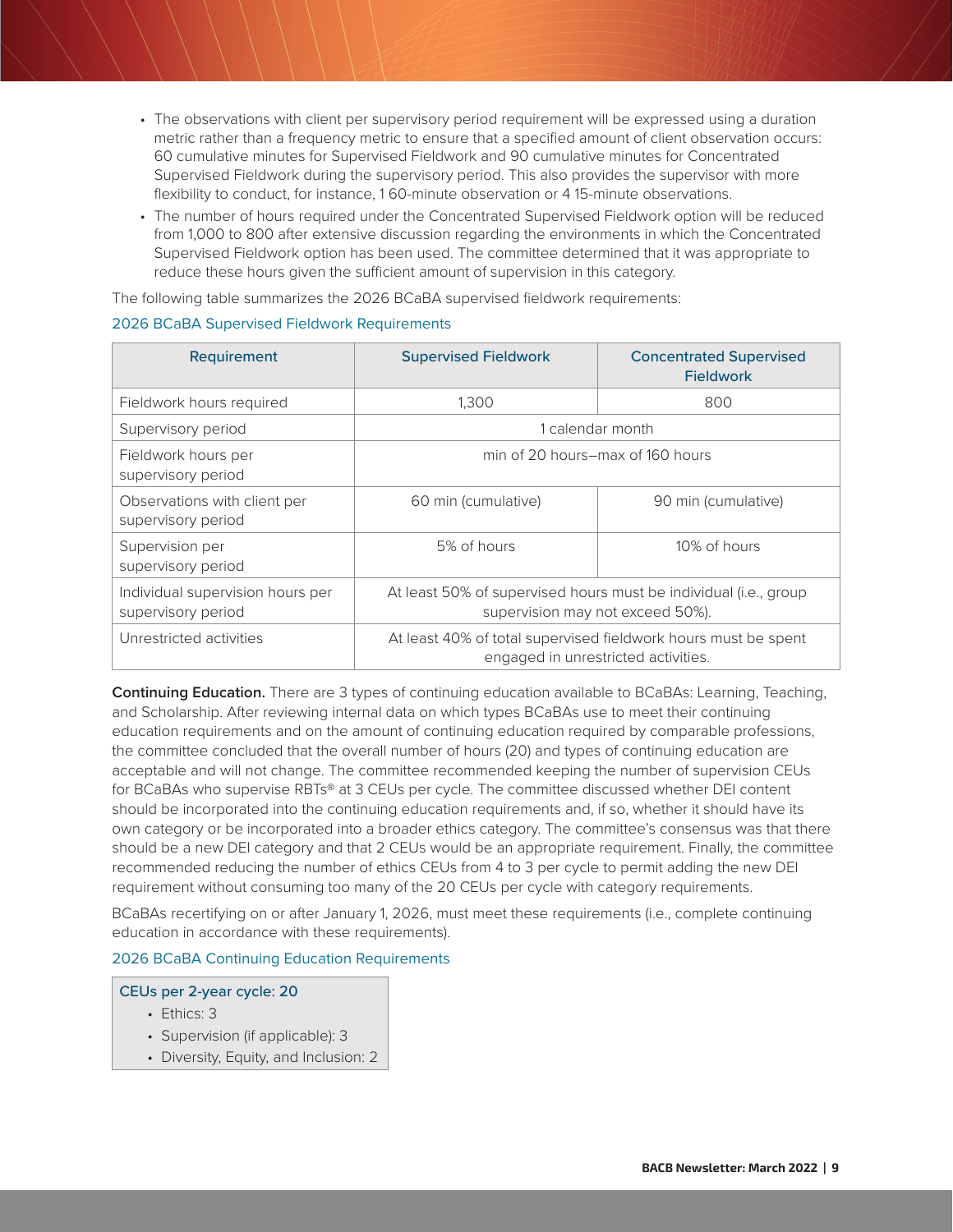- The observations with client per supervisory period requirement will be expressed using a duration metric rather than a frequency metric to ensure that a specified amount of client observation occurs: 60 cumulative minutes for Supervised Fieldwork and 90 cumulative minutes for Concentrated Supervised Fieldwork during the supervisory period. This also provides the supervisor with more flexibility to conduct, for instance, 1 60-minute observation or 4 15-minute observations.
- The number of hours required under the Concentrated Supervised Fieldwork option will be reduced from 1,000 to 800 after extensive discussion regarding the environments in which the Concentrated Supervised Fieldwork option has been used. The committee determined that it was appropriate to reduce these hours given the sufficient amount of supervision in this category.

The following table summarizes the 2026 BCaBA supervised fieldwork requirements:

2026 BCaBA Supervised Fieldwork Requirements

| Requirement | Supervised Fieldwork | Concentrated Supervised Fieldwork |
|---|---|---|
| Fieldwork hours required | 1,300 | 800 |
| Supervisory period | 1 calendar month | |
| Fieldwork hours per supervisory period | min of 20 hours–max of 160 hours | |
| Observations with client per supervisory period | 60 min (cumulative) | 90 min (cumulative) |
| Supervision per supervisory period | 5% of hours | 10% of hours |
| Individual supervision hours per supervisory period | At least 50% of supervised hours must be individual (i.e., group supervision may not exceed 50%). | |
| Unrestricted activities | At least 40% of total supervised fieldwork hours must be spent engaged in unrestricted activities. | |

**Continuing Education.** There are 3 types of continuing education available to BCaBAs: Learning, Teaching, and Scholarship. After reviewing internal data on which types BCaBAs use to meet their continuing education requirements and on the amount of continuing education required by comparable professions, the committee concluded that the overall number of hours (20) and types of continuing education are acceptable and will not change. The committee recommended keeping the number of supervision CEUs for BCaBAs who supervise RBTs® at 3 CEUs per cycle. The committee discussed whether DEI content should be incorporated into the continuing education requirements and, if so, whether it should have its own category or be incorporated into a broader ethics category. The committee's consensus was that there should be a new DEI category and that 2 CEUs would be an appropriate requirement. Finally, the committee recommended reducing the number of ethics CEUs from 4 to 3 per cycle to permit adding the new DEI requirement without consuming too many of the 20 CEUs per cycle with category requirements.

BCaBAs recertifying on or after January 1, 2026, must meet these requirements (i.e., complete continuing education in accordance with these requirements).

2026 BCaBA Continuing Education Requirements

**CEUs per 2-year cycle: 20**

- Ethics: 3
- Supervision (if applicable): 3
- Diversity, Equity, and Inclusion: 2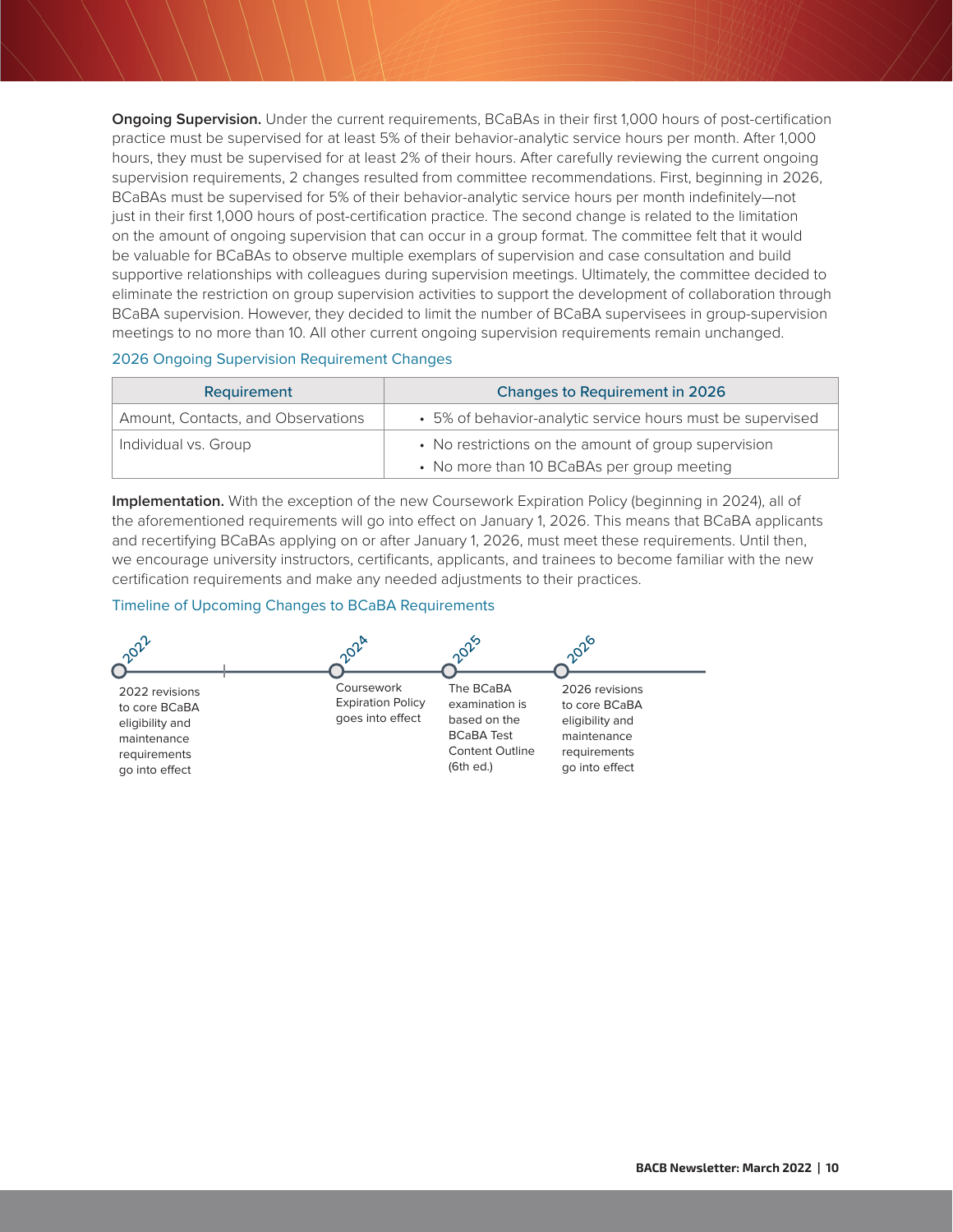**Ongoing Supervision.** Under the current requirements, BCaBAs in their first 1,000 hours of post-certification practice must be supervised for at least 5% of their behavior-analytic service hours per month. After 1,000 hours, they must be supervised for at least 2% of their hours. After carefully reviewing the current ongoing supervision requirements, 2 changes resulted from committee recommendations. First, beginning in 2026, BCaBAs must be supervised for 5% of their behavior-analytic service hours per month indefinitely—not just in their first 1,000 hours of post-certification practice. The second change is related to the limitation on the amount of ongoing supervision that can occur in a group format. The committee felt that it would be valuable for BCaBAs to observe multiple exemplars of supervision and case consultation and build supportive relationships with colleagues during supervision meetings. Ultimately, the committee decided to eliminate the restriction on group supervision activities to support the development of collaboration through BCaBA supervision. However, they decided to limit the number of BCaBA supervisees in group-supervision meetings to no more than 10. All other current ongoing supervision requirements remain unchanged.

2026 Ongoing Supervision Requirement Changes

| Requirement | Changes to Requirement in 2026 |
|---|---|
| Amount, Contacts, and Observations | • 5% of behavior-analytic service hours must be supervised |
| Individual vs. Group | • No restrictions on the amount of group supervision<br>• No more than 10 BCaBAs per group meeting |

**Implementation.** With the exception of the new Coursework Expiration Policy (beginning in 2024), all of the aforementioned requirements will go into effect on January 1, 2026. This means that BCaBA applicants and recertifying BCaBAs applying on or after January 1, 2026, must meet these requirements. Until then, we encourage university instructors, certificants, applicants, and trainees to become familiar with the new certification requirements and make any needed adjustments to their practices.

Timeline of Upcoming Changes to BCaBA Requirements

- **2022**: 2022 revisions to core BCaBA eligibility and maintenance requirements go into effect
- **2024**: Coursework Expiration Policy goes into effect
- **2025**: The BCaBA examination is based on the BCaBA Test Content Outline (6th ed.)
- **2026**: 2026 revisions to core BCaBA eligibility and maintenance requirements go into effect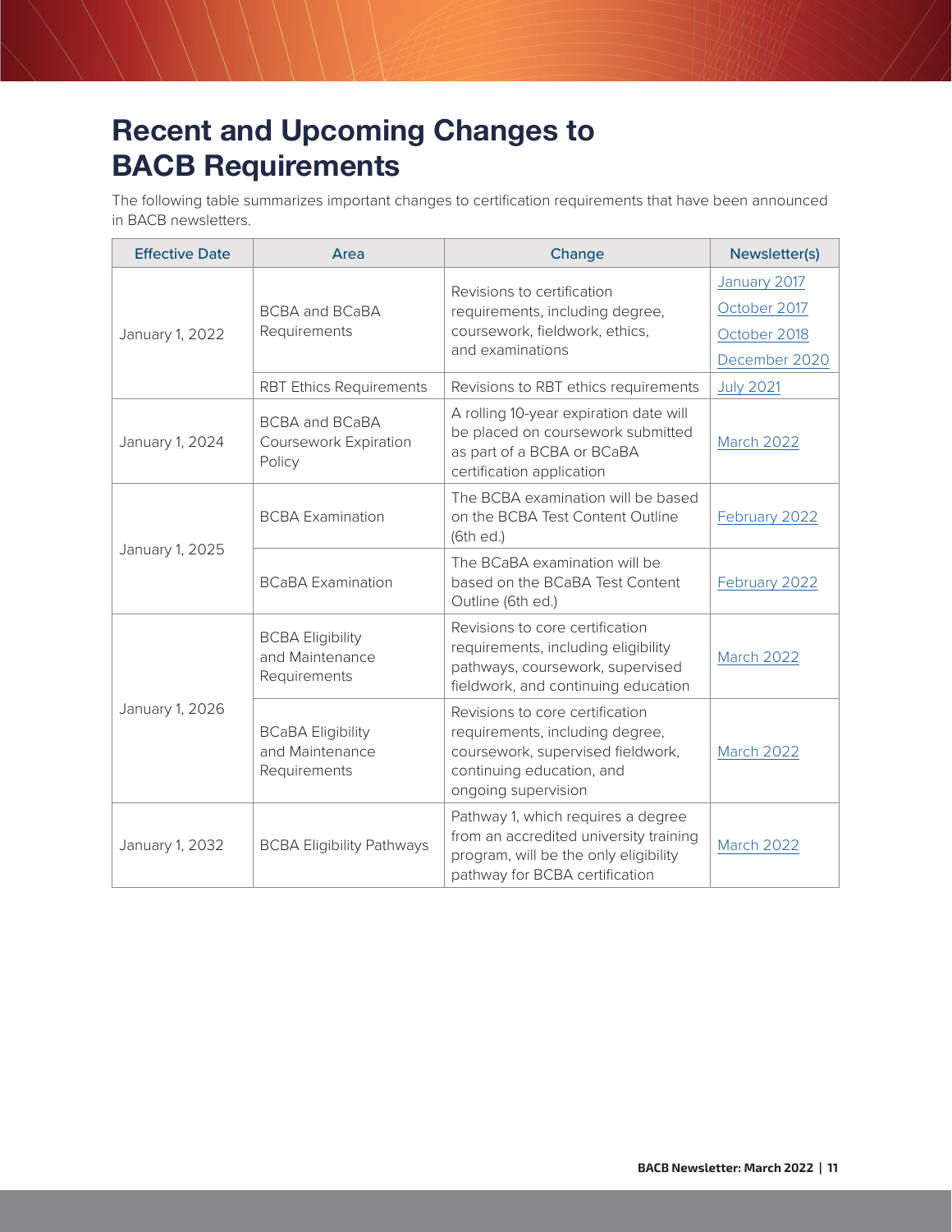# Recent and Upcoming Changes to BACB Requirements

The following table summarizes important changes to certification requirements that have been announced in BACB newsletters.

| Effective Date | Area | Change | Newsletter(s) |
|---|---|---|---|
| January 1, 2022 | BCBA and BCaBA Requirements | Revisions to certification requirements, including degree, coursework, fieldwork, ethics, and examinations | January 2017<br>October 2017<br>October 2018<br>December 2020 |
| | RBT Ethics Requirements | Revisions to RBT ethics requirements | July 2021 |
| January 1, 2024 | BCBA and BCaBA Coursework Expiration Policy | A rolling 10-year expiration date will be placed on coursework submitted as part of a BCBA or BCaBA certification application | March 2022 |
| January 1, 2025 | BCBA Examination | The BCBA examination will be based on the BCBA Test Content Outline (6th ed.) | February 2022 |
| | BCaBA Examination | The BCaBA examination will be based on the BCaBA Test Content Outline (6th ed.) | February 2022 |
| January 1, 2026 | BCBA Eligibility and Maintenance Requirements | Revisions to core certification requirements, including eligibility pathways, coursework, supervised fieldwork, and continuing education | March 2022 |
| | BCaBA Eligibility and Maintenance Requirements | Revisions to core certification requirements, including degree, coursework, supervised fieldwork, continuing education, and ongoing supervision | March 2022 |
| January 1, 2032 | BCBA Eligibility Pathways | Pathway 1, which requires a degree from an accredited university training program, will be the only eligibility pathway for BCBA certification | March 2022 |